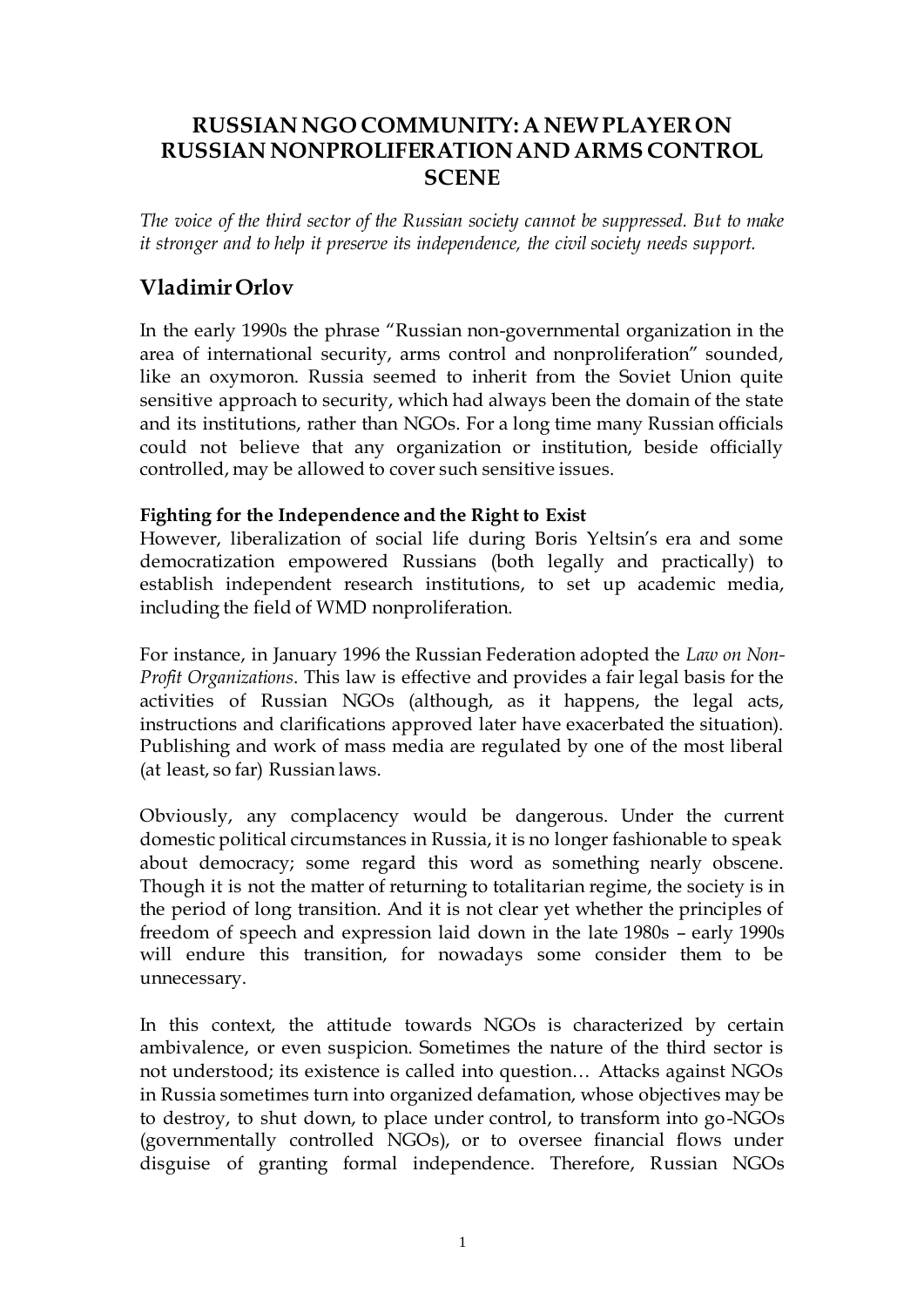# RUSSIAN NGO COMMUNITY: A NEW PLAYER ON RUSSIAN NONPROLIFERATION AND ARMS CONTROL SCENE

*The voice of the third sector of the Russian society cannot be suppressed. But to make it stronger and to help it preserve its independence, the civil society needs support.*

## Vladimir Orlov

In the early 1990s the phrase "Russian non-governmental organization in the area of international security, arms control and nonproliferation" sounded, like an oxymoron. Russia seemed to inherit from the Soviet Union quite sensitive approach to security, which had always been the domain of the state and its institutions, rather than NGOs. For a long time many Russian officials could not believe that any organization or institution, beside officially controlled, may be allowed to cover such sensitive issues.

**Fighting for the Independence and the Right to Exist**

However, liberalization of social life during Boris Yeltsin's era and some democratization empowered Russians (both legally and practically) to establish independent research institutions, to set up academic media, including the field of WMD nonproliferation.

For instance, in January 1996 the Russian Federation adopted the *Law on Non-Profit Organizations*. This law is effective and provides a fair legal basis for the activities of Russian NGOs (although, as it happens, the legal acts, instructions and clarifications approved later have exacerbated the situation). Publishing and work of mass media are regulated by one of the most liberal (at least, so far) Russian laws.

Obviously, any complacency would be dangerous. Under the current domestic political circumstances in Russia, it is no longer fashionable to speak about democracy; some regard this word as something nearly obscene. Though it is not the matter of returning to totalitarian regime, the society is in the period of long transition. And it is not clear yet whether the principles of freedom of speech and expression laid down in the late 1980s – early 1990s will endure this transition, for nowadays some consider them to be unnecessary.

In this context, the attitude towards NGOs is characterized by certain ambivalence, or even suspicion. Sometimes the nature of the third sector is not understood; its existence is called into question… Attacks against NGOs in Russia sometimes turn into organized defamation, whose objectives may be to destroy, to shut down, to place under control, to transform into go-NGOs (governmentally controlled NGOs), or to oversee financial flows under disguise of granting formal independence. Therefore, Russian NGOs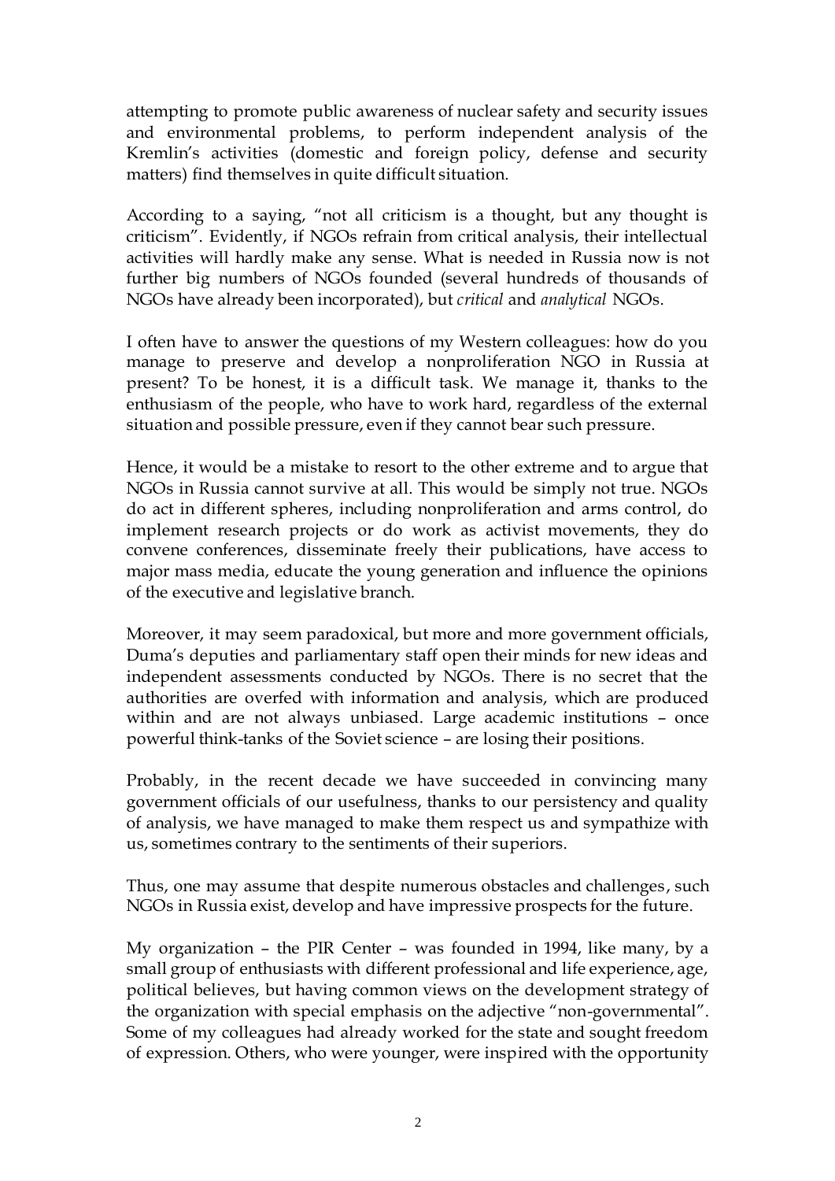attempting to promote public awareness of nuclear safety and security issues and environmental problems, to perform independent analysis of the Kremlin's activities (domestic and foreign policy, defense and security matters) find themselves in quite difficult situation.

According to a saying, "not all criticism is a thought, but any thought is criticism". Evidently, if NGOs refrain from critical analysis, their intellectual activities will hardly make any sense. What is needed in Russia now is not further big numbers of NGOs founded (several hundreds of thousands of NGOs have already been incorporated), but *critical* and *analytical* NGOs.

I often have to answer the questions of my Western colleagues: how do you manage to preserve and develop a nonproliferation NGO in Russia at present? To be honest, it is a difficult task. We manage it, thanks to the enthusiasm of the people, who have to work hard, regardless of the external situation and possible pressure, even if they cannot bear such pressure.

Hence, it would be a mistake to resort to the other extreme and to argue that NGOs in Russia cannot survive at all. This would be simply not true. NGOs do act in different spheres, including nonproliferation and arms control, do implement research projects or do work as activist movements, they do convene conferences, disseminate freely their publications, have access to major mass media, educate the young generation and influence the opinions of the executive and legislative branch.

Moreover, it may seem paradoxical, but more and more government officials, Duma's deputies and parliamentary staff open their minds for new ideas and independent assessments conducted by NGOs. There is no secret that the authorities are overfed with information and analysis, which are produced within and are not always unbiased. Large academic institutions – once powerful think-tanks of the Soviet science – are losing their positions.

Probably, in the recent decade we have succeeded in convincing many government officials of our usefulness, thanks to our persistency and quality of analysis, we have managed to make them respect us and sympathize with us, sometimes contrary to the sentiments of their superiors.

Thus, one may assume that despite numerous obstacles and challenges, such NGOs in Russia exist, develop and have impressive prospects for the future.

My organization – the PIR Center – was founded in 1994, like many, by a small group of enthusiasts with different professional and life experience, age, political believes, but having common views on the development strategy of the organization with special emphasis on the adjective "non-governmental". Some of my colleagues had already worked for the state and sought freedom of expression. Others, who were younger, were inspired with the opportunity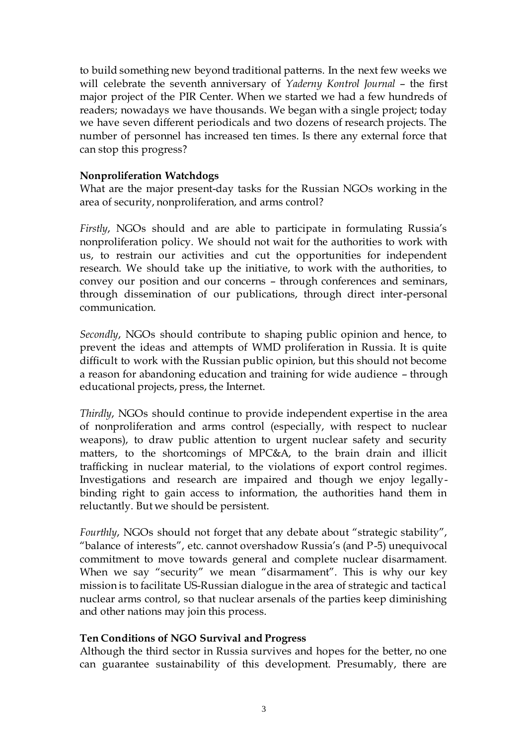to build something new beyond traditional patterns. In the next few weeks we will celebrate the seventh anniversary of *Yaderny Kontrol Journal* – the first major project of the PIR Center. When we started we had a few hundreds of readers; nowadays we have thousands. We began with a single project; today we have seven different periodicals and two dozens of research projects. The number of personnel has increased ten times. Is there any external force that can stop this progress?

**Nonproliferation Watchdogs**

What are the major present-day tasks for the Russian NGOs working in the area of security, nonproliferation, and arms control?

*Firstly*, NGOs should and are able to participate in formulating Russia's nonproliferation policy. We should not wait for the authorities to work with us, to restrain our activities and cut the opportunities for independent research. We should take up the initiative, to work with the authorities, to convey our position and our concerns – through conferences and seminars, through dissemination of our publications, through direct inter-personal communication.

*Secondly*, NGOs should contribute to shaping public opinion and hence, to prevent the ideas and attempts of WMD proliferation in Russia. It is quite difficult to work with the Russian public opinion, but this should not become a reason for abandoning education and training for wide audience – through educational projects, press, the Internet.

*Thirdly*, NGOs should continue to provide independent expertise in the area of nonproliferation and arms control (especially, with respect to nuclear weapons), to draw public attention to urgent nuclear safety and security matters, to the shortcomings of MPC&A, to the brain drain and illicit trafficking in nuclear material, to the violations of export control regimes. Investigations and research are impaired and though we enjoy legally-binding right to gain access to information, the authorities hand them in reluctantly. But we should be persistent.

*Fourthly*, NGOs should not forget that any debate about "strategic stability", "balance of interests", etc. cannot overshadow Russia's (and P-5) unequivocal commitment to move towards general and complete nuclear disarmament. When we say "security" we mean "disarmament". This is why our key mission is to facilitate US-Russian dialogue in the area of strategic and tactical nuclear arms control, so that nuclear arsenals of the parties keep diminishing and other nations may join this process.

**Ten Conditions of NGO Survival and Progress**

Although the third sector in Russia survives and hopes for the better, no one can guarantee sustainability of this development. Presumably, there are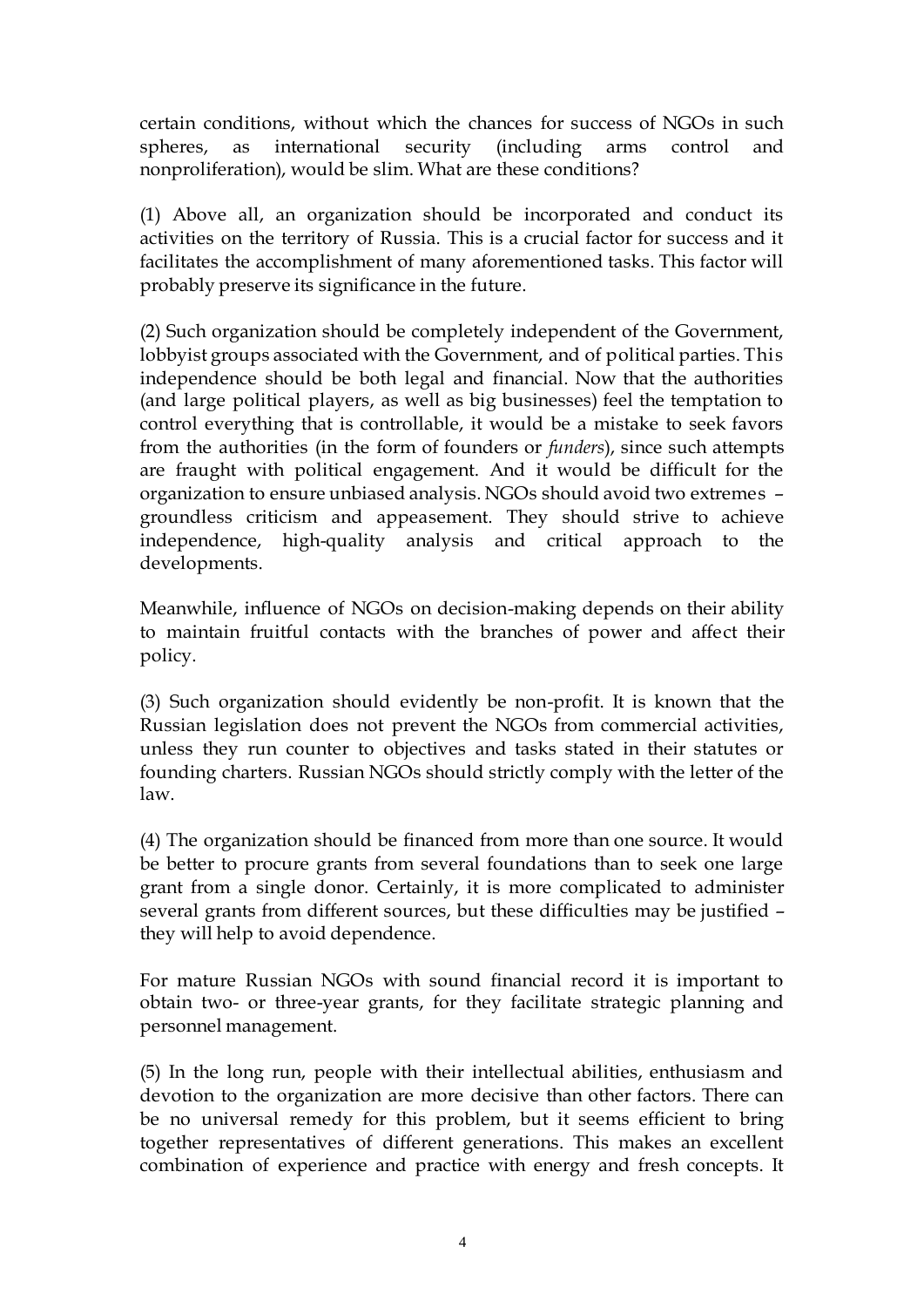certain conditions, without which the chances for success of NGOs in such spheres, as international security (including arms control and nonproliferation), would be slim. What are these conditions?

(1) Above all, an organization should be incorporated and conduct its activities on the territory of Russia. This is a crucial factor for success and it facilitates the accomplishment of many aforementioned tasks. This factor will probably preserve its significance in the future.

(2) Such organization should be completely independent of the Government, lobbyist groups associated with the Government, and of political parties. This independence should be both legal and financial. Now that the authorities (and large political players, as well as big businesses) feel the temptation to control everything that is controllable, it would be a mistake to seek favors from the authorities (in the form of founders or *funders*), since such attempts are fraught with political engagement. And it would be difficult for the organization to ensure unbiased analysis. NGOs should avoid two extremes – groundless criticism and appeasement. They should strive to achieve independence, high-quality analysis and critical approach to the developments.

Meanwhile, influence of NGOs on decision-making depends on their ability to maintain fruitful contacts with the branches of power and affect their policy.

(3) Such organization should evidently be non-profit. It is known that the Russian legislation does not prevent the NGOs from commercial activities, unless they run counter to objectives and tasks stated in their statutes or founding charters. Russian NGOs should strictly comply with the letter of the law.

(4) The organization should be financed from more than one source. It would be better to procure grants from several foundations than to seek one large grant from a single donor. Certainly, it is more complicated to administer several grants from different sources, but these difficulties may be justified – they will help to avoid dependence.

For mature Russian NGOs with sound financial record it is important to obtain two- or three-year grants, for they facilitate strategic planning and personnel management.

(5) In the long run, people with their intellectual abilities, enthusiasm and devotion to the organization are more decisive than other factors. There can be no universal remedy for this problem, but it seems efficient to bring together representatives of different generations. This makes an excellent combination of experience and practice with energy and fresh concepts. It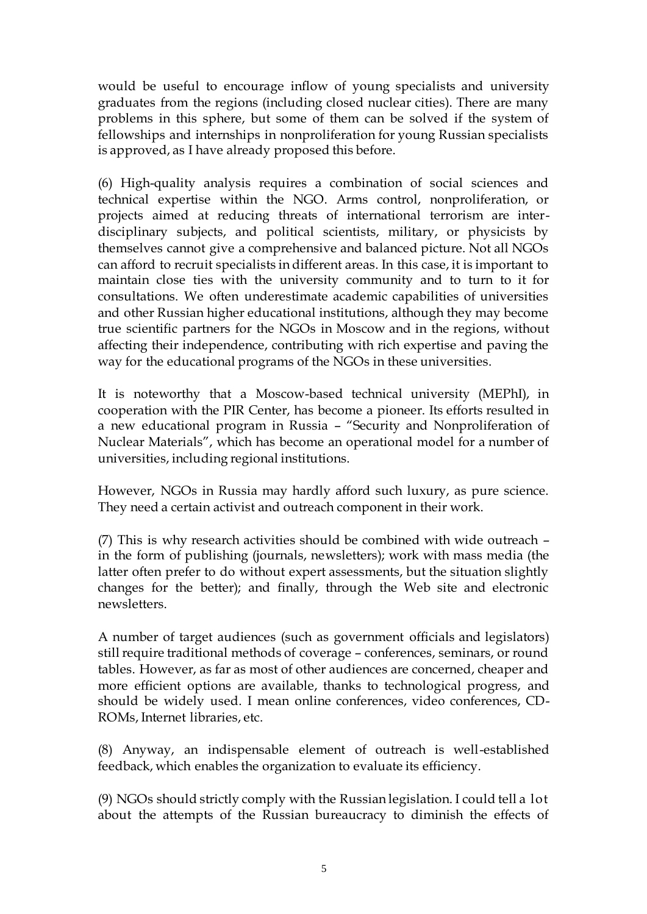would be useful to encourage inflow of young specialists and university graduates from the regions (including closed nuclear cities). There are many problems in this sphere, but some of them can be solved if the system of fellowships and internships in nonproliferation for young Russian specialists is approved, as I have already proposed this before.

(6) High-quality analysis requires a combination of social sciences and technical expertise within the NGO. Arms control, nonproliferation, or projects aimed at reducing threats of international terrorism are inter-disciplinary subjects, and political scientists, military, or physicists by themselves cannot give a comprehensive and balanced picture. Not all NGOs can afford to recruit specialists in different areas. In this case, it is important to maintain close ties with the university community and to turn to it for consultations. We often underestimate academic capabilities of universities and other Russian higher educational institutions, although they may become true scientific partners for the NGOs in Moscow and in the regions, without affecting their independence, contributing with rich expertise and paving the way for the educational programs of the NGOs in these universities.

It is noteworthy that a Moscow-based technical university (MEPhI), in cooperation with the PIR Center, has become a pioneer. Its efforts resulted in a new educational program in Russia – "Security and Nonproliferation of Nuclear Materials", which has become an operational model for a number of universities, including regional institutions.

However, NGOs in Russia may hardly afford such luxury, as pure science. They need a certain activist and outreach component in their work.

(7) This is why research activities should be combined with wide outreach – in the form of publishing (journals, newsletters); work with mass media (the latter often prefer to do without expert assessments, but the situation slightly changes for the better); and finally, through the Web site and electronic newsletters.

A number of target audiences (such as government officials and legislators) still require traditional methods of coverage – conferences, seminars, or round tables. However, as far as most of other audiences are concerned, cheaper and more efficient options are available, thanks to technological progress, and should be widely used. I mean online conferences, video conferences, CD-ROMs, Internet libraries, etc.

(8) Anyway, an indispensable element of outreach is well-established feedback, which enables the organization to evaluate its efficiency.

(9) NGOs should strictly comply with the Russian legislation. I could tell a lot about the attempts of the Russian bureaucracy to diminish the effects of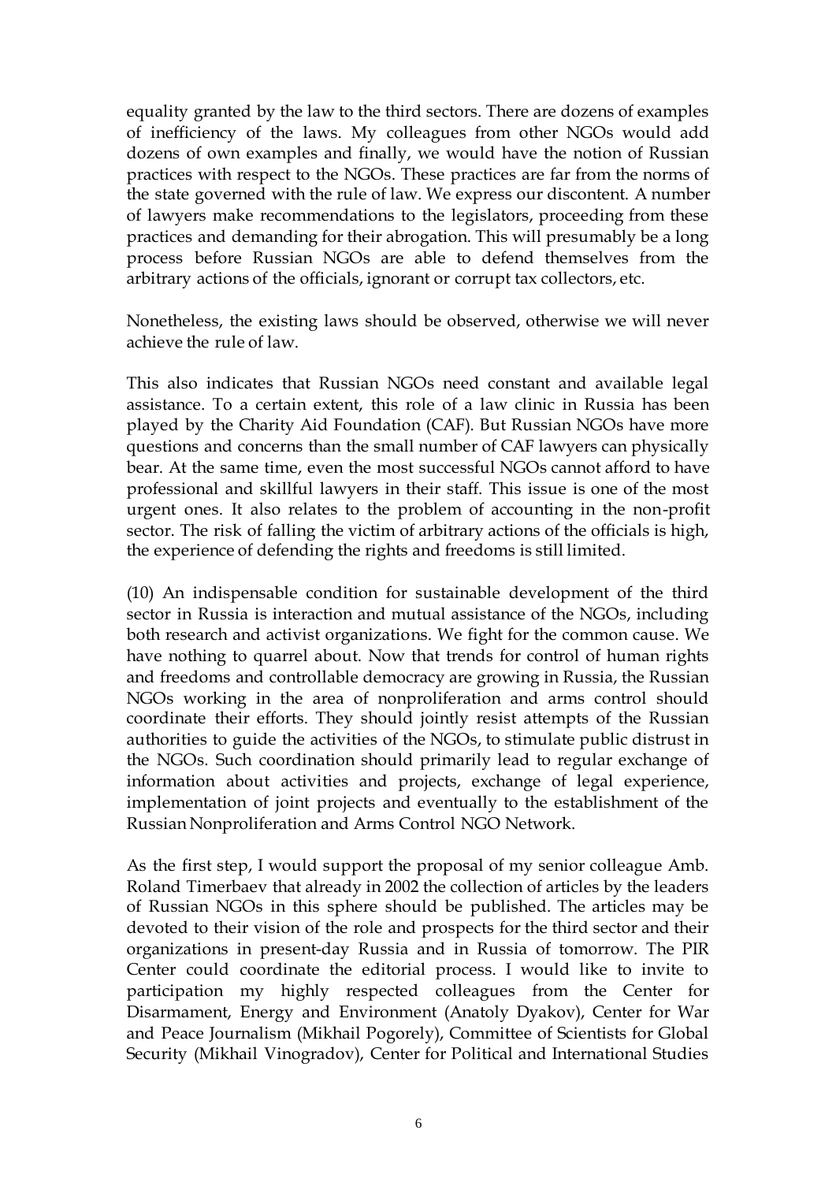equality granted by the law to the third sectors. There are dozens of examples of inefficiency of the laws. My colleagues from other NGOs would add dozens of own examples and finally, we would have the notion of Russian practices with respect to the NGOs. These practices are far from the norms of the state governed with the rule of law. We express our discontent. A number of lawyers make recommendations to the legislators, proceeding from these practices and demanding for their abrogation. This will presumably be a long process before Russian NGOs are able to defend themselves from the arbitrary actions of the officials, ignorant or corrupt tax collectors, etc.

Nonetheless, the existing laws should be observed, otherwise we will never achieve the rule of law.

This also indicates that Russian NGOs need constant and available legal assistance. To a certain extent, this role of a law clinic in Russia has been played by the Charity Aid Foundation (CAF). But Russian NGOs have more questions and concerns than the small number of CAF lawyers can physically bear. At the same time, even the most successful NGOs cannot afford to have professional and skillful lawyers in their staff. This issue is one of the most urgent ones. It also relates to the problem of accounting in the non-profit sector. The risk of falling the victim of arbitrary actions of the officials is high, the experience of defending the rights and freedoms is still limited.

(10) An indispensable condition for sustainable development of the third sector in Russia is interaction and mutual assistance of the NGOs, including both research and activist organizations. We fight for the common cause. We have nothing to quarrel about. Now that trends for control of human rights and freedoms and controllable democracy are growing in Russia, the Russian NGOs working in the area of nonproliferation and arms control should coordinate their efforts. They should jointly resist attempts of the Russian authorities to guide the activities of the NGOs, to stimulate public distrust in the NGOs. Such coordination should primarily lead to regular exchange of information about activities and projects, exchange of legal experience, implementation of joint projects and eventually to the establishment of the Russian Nonproliferation and Arms Control NGO Network.

As the first step, I would support the proposal of my senior colleague Amb. Roland Timerbaev that already in 2002 the collection of articles by the leaders of Russian NGOs in this sphere should be published. The articles may be devoted to their vision of the role and prospects for the third sector and their organizations in present-day Russia and in Russia of tomorrow. The PIR Center could coordinate the editorial process. I would like to invite to participation my highly respected colleagues from the Center for Disarmament, Energy and Environment (Anatoly Dyakov), Center for War and Peace Journalism (Mikhail Pogorely), Committee of Scientists for Global Security (Mikhail Vinogradov), Center for Political and International Studies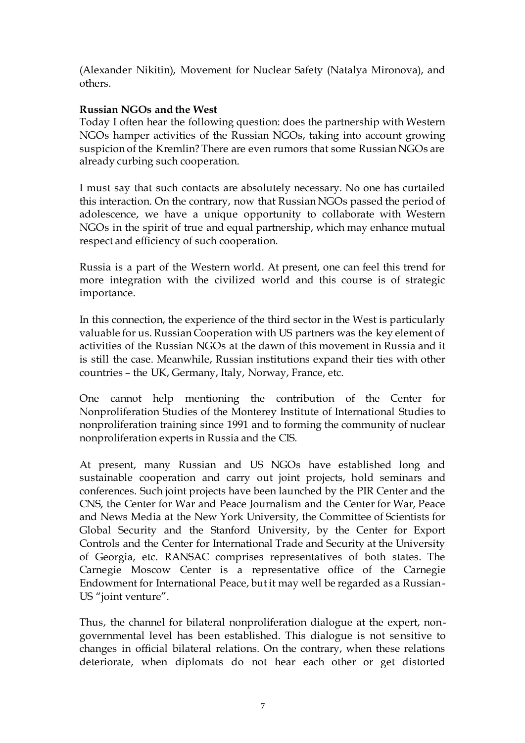(Alexander Nikitin), Movement for Nuclear Safety (Natalya Mironova), and others.

**Russian NGOs and the West**

Today I often hear the following question: does the partnership with Western NGOs hamper activities of the Russian NGOs, taking into account growing suspicion of the Kremlin? There are even rumors that some Russian NGOs are already curbing such cooperation.

I must say that such contacts are absolutely necessary. No one has curtailed this interaction. On the contrary, now that Russian NGOs passed the period of adolescence, we have a unique opportunity to collaborate with Western NGOs in the spirit of true and equal partnership, which may enhance mutual respect and efficiency of such cooperation.

Russia is a part of the Western world. At present, one can feel this trend for more integration with the civilized world and this course is of strategic importance.

In this connection, the experience of the third sector in the West is particularly valuable for us. Russian Cooperation with US partners was the key element of activities of the Russian NGOs at the dawn of this movement in Russia and it is still the case. Meanwhile, Russian institutions expand their ties with other countries – the UK, Germany, Italy, Norway, France, etc.

One cannot help mentioning the contribution of the Center for Nonproliferation Studies of the Monterey Institute of International Studies to nonproliferation training since 1991 and to forming the community of nuclear nonproliferation experts in Russia and the CIS.

At present, many Russian and US NGOs have established long and sustainable cooperation and carry out joint projects, hold seminars and conferences. Such joint projects have been launched by the PIR Center and the CNS, the Center for War and Peace Journalism and the Center for War, Peace and News Media at the New York University, the Committee of Scientists for Global Security and the Stanford University, by the Center for Export Controls and the Center for International Trade and Security at the University of Georgia, etc. RANSAC comprises representatives of both states. The Carnegie Moscow Center is a representative office of the Carnegie Endowment for International Peace, but it may well be regarded as a Russian-US "joint venture".

Thus, the channel for bilateral nonproliferation dialogue at the expert, non-governmental level has been established. This dialogue is not sensitive to changes in official bilateral relations. On the contrary, when these relations deteriorate, when diplomats do not hear each other or get distorted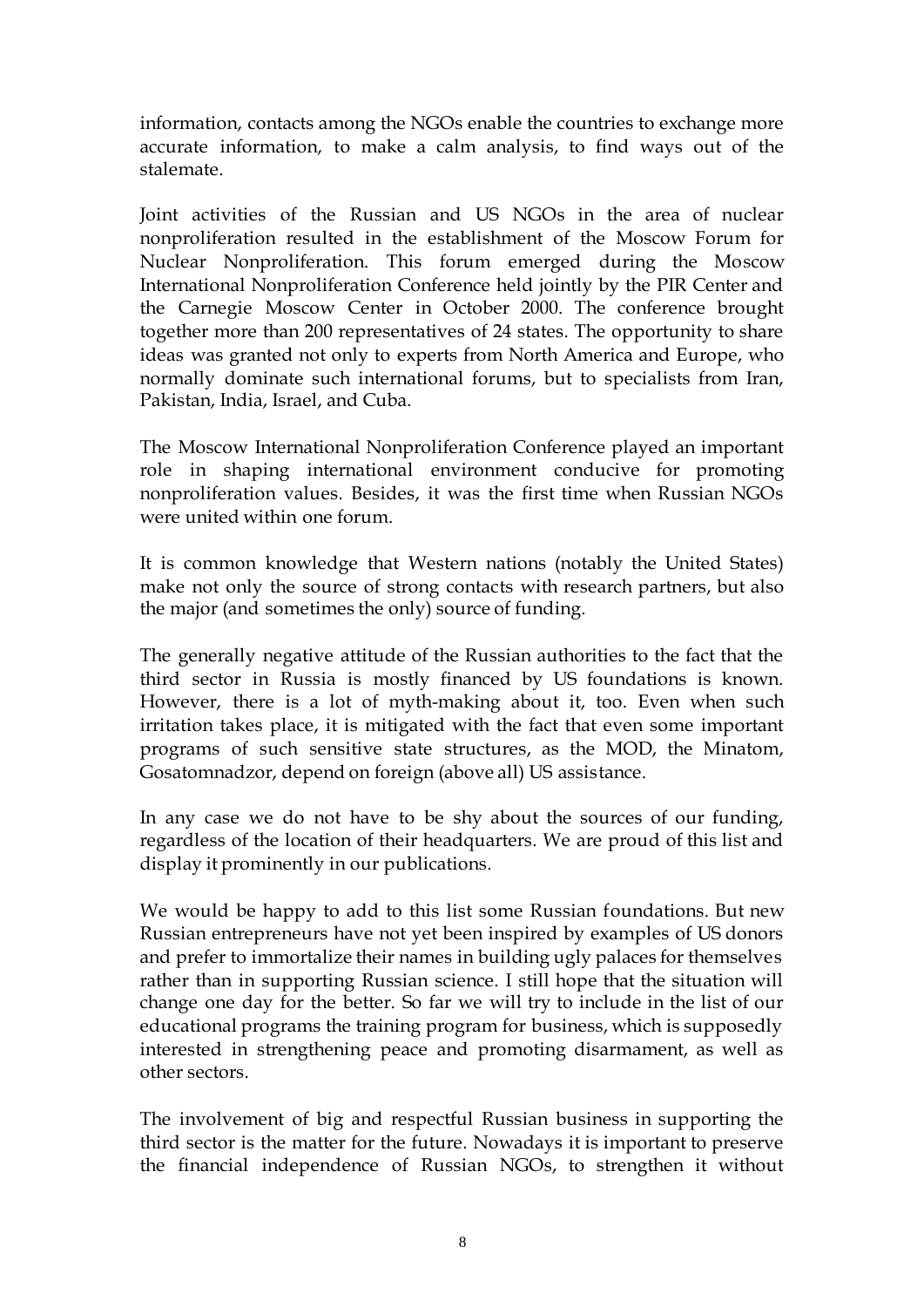information, contacts among the NGOs enable the countries to exchange more accurate information, to make a calm analysis, to find ways out of the stalemate.

Joint activities of the Russian and US NGOs in the area of nuclear nonproliferation resulted in the establishment of the Moscow Forum for Nuclear Nonproliferation. This forum emerged during the Moscow International Nonproliferation Conference held jointly by the PIR Center and the Carnegie Moscow Center in October 2000. The conference brought together more than 200 representatives of 24 states. The opportunity to share ideas was granted not only to experts from North America and Europe, who normally dominate such international forums, but to specialists from Iran, Pakistan, India, Israel, and Cuba.

The Moscow International Nonproliferation Conference played an important role in shaping international environment conducive for promoting nonproliferation values. Besides, it was the first time when Russian NGOs were united within one forum.

It is common knowledge that Western nations (notably the United States) make not only the source of strong contacts with research partners, but also the major (and sometimes the only) source of funding.

The generally negative attitude of the Russian authorities to the fact that the third sector in Russia is mostly financed by US foundations is known. However, there is a lot of myth-making about it, too. Even when such irritation takes place, it is mitigated with the fact that even some important programs of such sensitive state structures, as the MOD, the Minatom, Gosatomnadzor, depend on foreign (above all) US assistance.

In any case we do not have to be shy about the sources of our funding, regardless of the location of their headquarters. We are proud of this list and display it prominently in our publications.

We would be happy to add to this list some Russian foundations. But new Russian entrepreneurs have not yet been inspired by examples of US donors and prefer to immortalize their names in building ugly palaces for themselves rather than in supporting Russian science. I still hope that the situation will change one day for the better. So far we will try to include in the list of our educational programs the training program for business, which is supposedly interested in strengthening peace and promoting disarmament, as well as other sectors.

The involvement of big and respectful Russian business in supporting the third sector is the matter for the future. Nowadays it is important to preserve the financial independence of Russian NGOs, to strengthen it without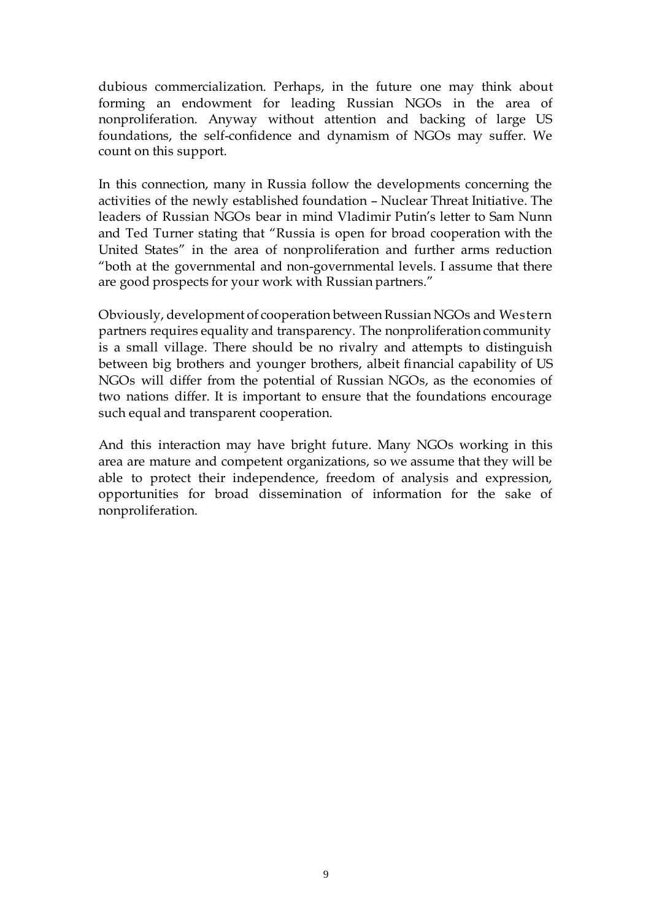dubious commercialization. Perhaps, in the future one may think about forming an endowment for leading Russian NGOs in the area of nonproliferation. Anyway without attention and backing of large US foundations, the self-confidence and dynamism of NGOs may suffer. We count on this support.

In this connection, many in Russia follow the developments concerning the activities of the newly established foundation – Nuclear Threat Initiative. The leaders of Russian NGOs bear in mind Vladimir Putin's letter to Sam Nunn and Ted Turner stating that "Russia is open for broad cooperation with the United States" in the area of nonproliferation and further arms reduction "both at the governmental and non-governmental levels. I assume that there are good prospects for your work with Russian partners."

Obviously, development of cooperation between Russian NGOs and Western partners requires equality and transparency. The nonproliferation community is a small village. There should be no rivalry and attempts to distinguish between big brothers and younger brothers, albeit financial capability of US NGOs will differ from the potential of Russian NGOs, as the economies of two nations differ. It is important to ensure that the foundations encourage such equal and transparent cooperation.

And this interaction may have bright future. Many NGOs working in this area are mature and competent organizations, so we assume that they will be able to protect their independence, freedom of analysis and expression, opportunities for broad dissemination of information for the sake of nonproliferation.